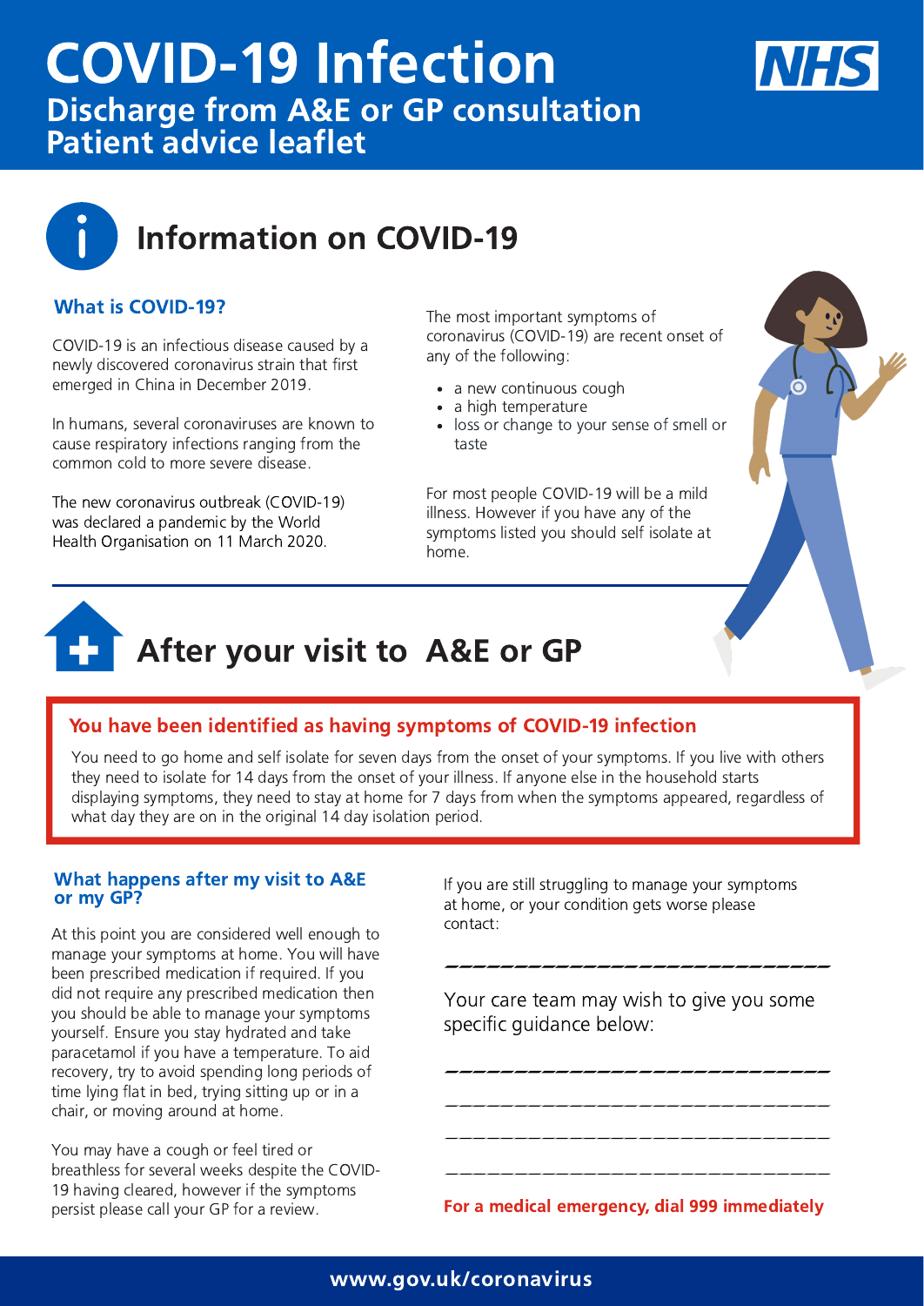# COVID-19 Infection

## Discharge from A&E or GP consultation Patient advice leaflet

NHS

## Information on COVID-19

### What is COVID-19?

COVID-19 is an infectious disease caused by a newly discovered coronavirus strain that first emerged in China in December 2019.

In humans, several coronaviruses are known to cause respiratory infections ranging from the common cold to more severe disease.

The new coronavirus outbreak (COVID-19) was declared a pandemic by the World Health Organisation on 11 March 2020.

The most important symptoms of coronavirus (COVID-19) are recent onset of any of the following:

- a new continuous cough
- a high temperature
- loss or change to your sense of smell or taste

For most people COVID-19 will be a mild illness. However if you have any of the symptoms listed you should self isolate at home.

## After your visit to A&E or GP

### You have been identified as having symptoms of COVID-19 infection

You need to go home and self isolate for seven days from the onset of your symptoms. If you live with others they need to isolate for 14 days from the onset of your illness. If anyone else in the household starts displaying symptoms, they need to stay at home for 7 days from when the symptoms appeared, regardless of what day they are on in the original 14 day isolation period.

### What happens after my visit to A&E or my GP?

At this point you are considered well enough to manage your symptoms at home. You will have been prescribed medication if required. If you did not require any prescribed medication then you should be able to manage your symptoms yourself. Ensure you stay hydrated and take paracetamol if you have a temperature. To aid recovery, try to avoid spending long periods of time lying flat in bed, trying sitting up or in a chair, or moving around at home.

You may have a cough or feel tired or breathless for several weeks despite the COVID-19 having cleared, however if the symptoms persist please call your GP for a review.

If you are still struggling to manage your symptoms at home, or your condition gets worse please contact:

______________________________

Your care team may wish to give you some specific guidance below:

______________________________

______________________________

______________________________

______________________________

**For a medical emergency, dial 999 immediately**

**www.gov.uk/coronavirus**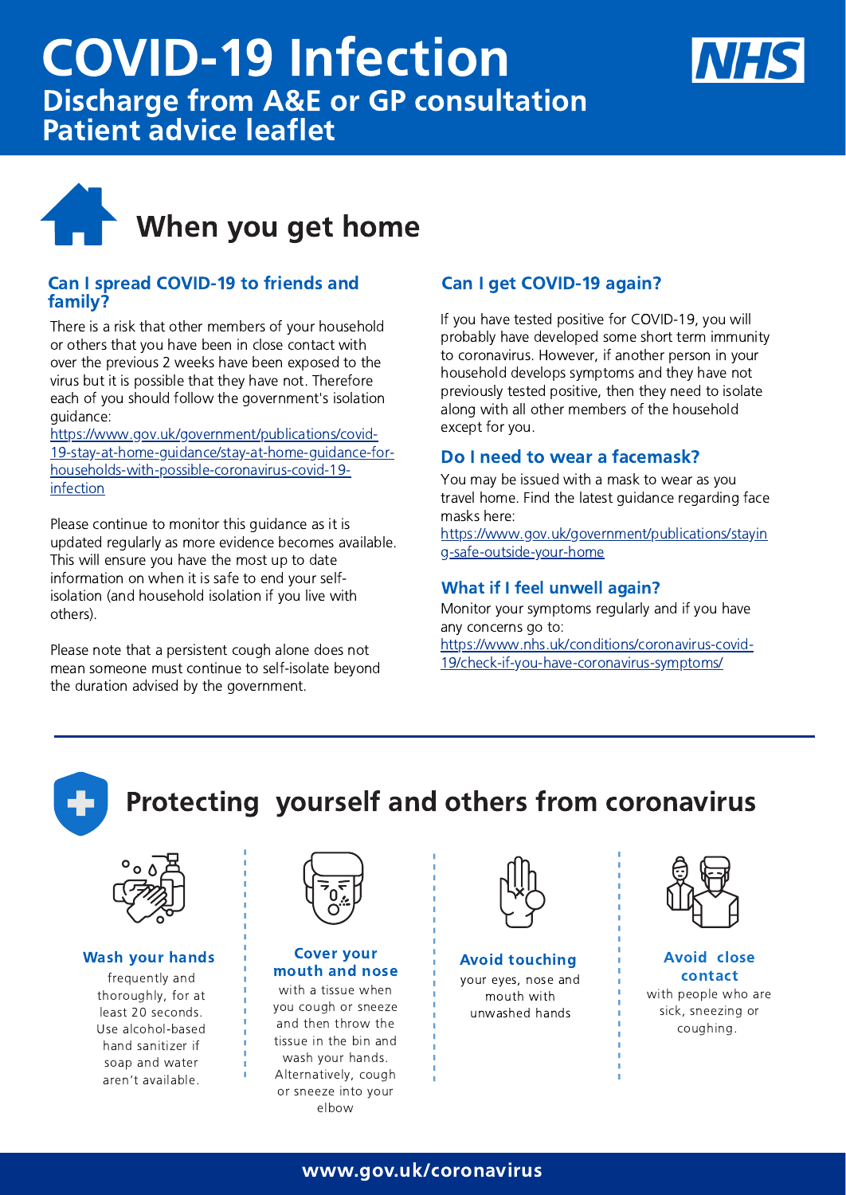# COVID-19 Infection

## Discharge from A&E or GP consultation Patient advice leaflet

NHS

## When you get home

### Can I spread COVID-19 to friends and family?

There is a risk that other members of your household or others that you have been in close contact with over the previous 2 weeks have been exposed to the virus but it is possible that they have not. Therefore each of you should follow the government's isolation guidance:
https://www.gov.uk/government/publications/covid-19-stay-at-home-guidance/stay-at-home-guidance-for-households-with-possible-coronavirus-covid-19-infection

Please continue to monitor this guidance as it is updated regularly as more evidence becomes available. This will ensure you have the most up to date information on when it is safe to end your self-isolation (and household isolation if you live with others).

Please note that a persistent cough alone does not mean someone must continue to self-isolate beyond the duration advised by the government.

### Can I get COVID-19 again?

If you have tested positive for COVID-19, you will probably have developed some short term immunity to coronavirus. However, if another person in your household develops symptoms and they have not previously tested positive, then they need to isolate along with all other members of the household except for you.

### Do I need to wear a facemask?

You may be issued with a mask to wear as you travel home. Find the latest guidance regarding face masks here:
https://www.gov.uk/government/publications/staying-safe-outside-your-home

### What if I feel unwell again?

Monitor your symptoms regularly and if you have any concerns go to:
https://www.nhs.uk/conditions/coronavirus-covid-19/check-if-you-have-coronavirus-symptoms/

## Protecting yourself and others from coronavirus

**Wash your hands** frequently and thoroughly, for at least 20 seconds. Use alcohol-based hand sanitizer if soap and water aren't available.

**Cover your mouth and nose** with a tissue when you cough or sneeze and then throw the tissue in the bin and wash your hands. Alternatively, cough or sneeze into your elbow

**Avoid touching** your eyes, nose and mouth with unwashed hands

**Avoid close contact** with people who are sick, sneezing or coughing.

www.gov.uk/coronavirus